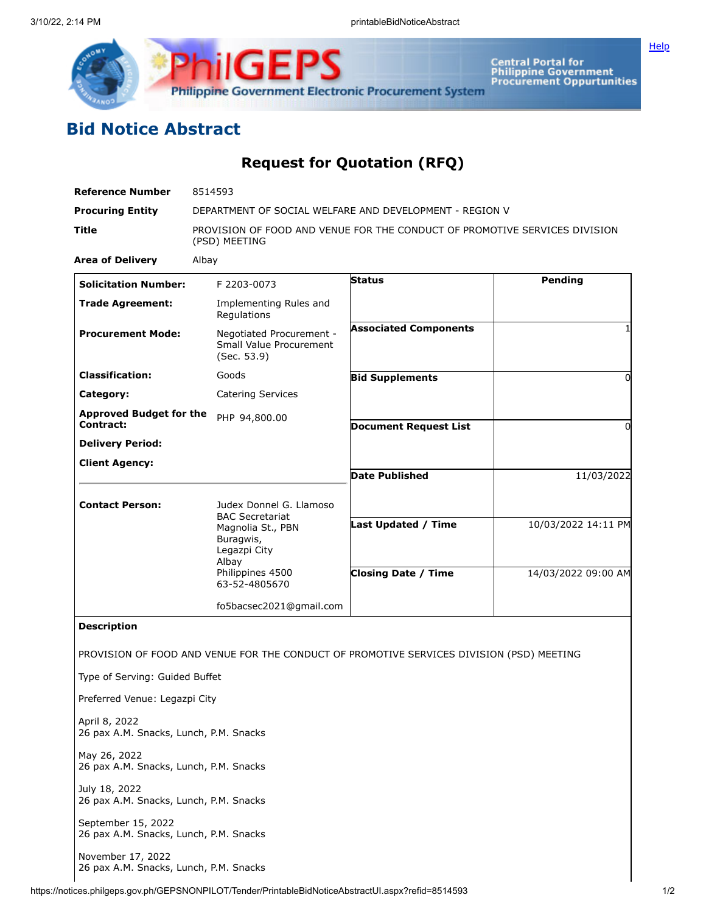# Bid Notice Abstract

## Request for Quotation (RFQ)

| | |
|---|---|
| **Reference Number** | 8514593 |
| **Procuring Entity** | DEPARTMENT OF SOCIAL WELFARE AND DEVELOPMENT - REGION V |
| **Title** | PROVISION OF FOOD AND VENUE FOR THE CONDUCT OF PROMOTIVE SERVICES DIVISION (PSD) MEETING |
| **Area of Delivery** | Albay |

| | | | |
|---|---|---|---|
| **Solicitation Number:** | F 2203-0073 | **Status** | Pending |
| **Trade Agreement:** | Implementing Rules and Regulations | | |
| **Procurement Mode:** | Negotiated Procurement - Small Value Procurement (Sec. 53.9) | **Associated Components** | 1 |
| **Classification:** | Goods | **Bid Supplements** | 0 |
| **Category:** | Catering Services | | |
| **Approved Budget for the Contract:** | PHP 94,800.00 | **Document Request List** | 0 |
| **Delivery Period:** | | | |
| **Client Agency:** | | **Date Published** | 11/03/2022 |
| **Contact Person:** | Judex Donnel G. Llamoso<br>BAC Secretariat<br>Magnolia St., PBN<br>Buragwis,<br>Legazpi City<br>Albay<br>Philippines 4500<br>63-52-4805670<br><br>fo5bacsec2021@gmail.com | **Last Updated / Time** | 10/03/2022 14:11 PM |
| | | **Closing Date / Time** | 14/03/2022 09:00 AM |

**Description**

PROVISION OF FOOD AND VENUE FOR THE CONDUCT OF PROMOTIVE SERVICES DIVISION (PSD) MEETING

Type of Serving: Guided Buffet

Preferred Venue: Legazpi City

April 8, 2022
26 pax A.M. Snacks, Lunch, P.M. Snacks

May 26, 2022
26 pax A.M. Snacks, Lunch, P.M. Snacks

July 18, 2022
26 pax A.M. Snacks, Lunch, P.M. Snacks

September 15, 2022
26 pax A.M. Snacks, Lunch, P.M. Snacks

November 17, 2022
26 pax A.M. Snacks, Lunch, P.M. Snacks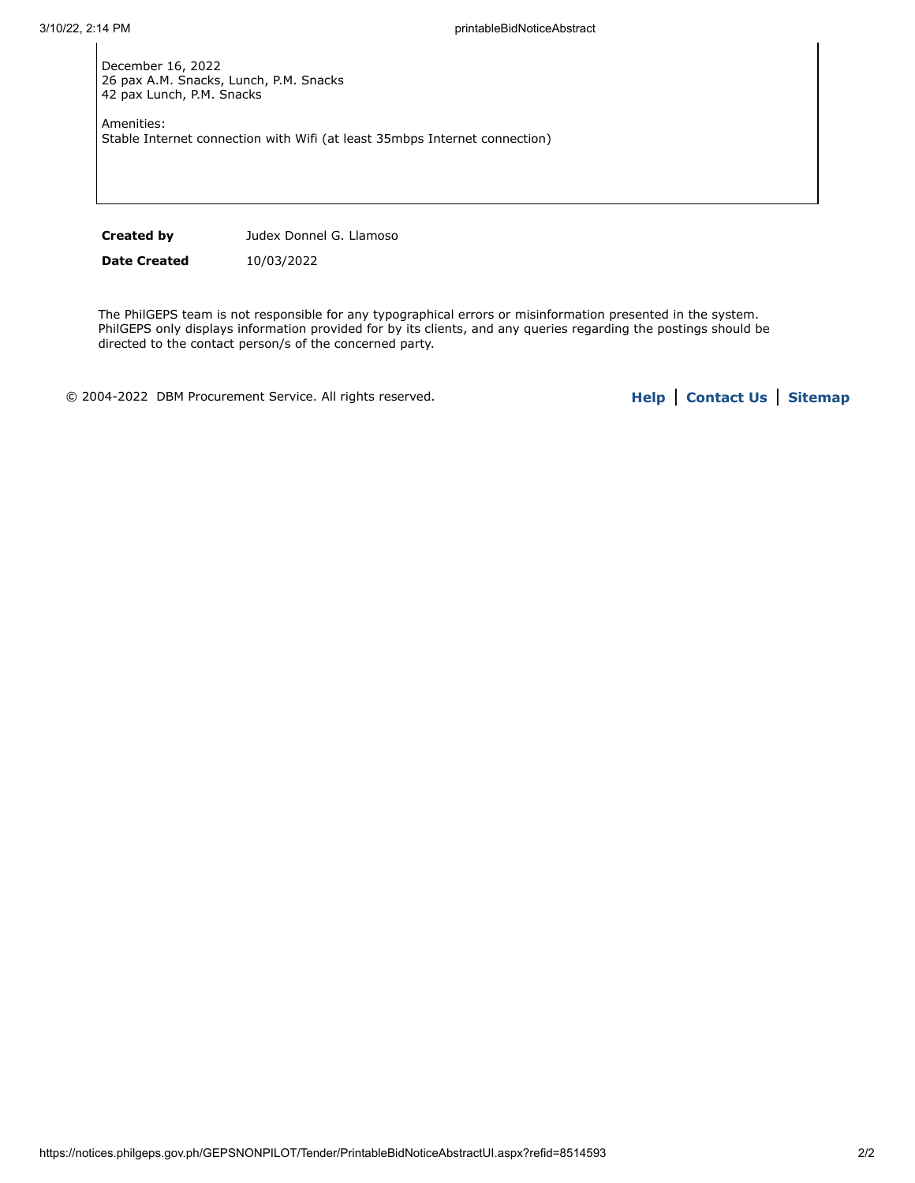December 16, 2022
26 pax A.M. Snacks, Lunch, P.M. Snacks
42 pax Lunch, P.M. Snacks

Amenities:
Stable Internet connection with Wifi (at least 35mbps Internet connection)

| | |
|---|---|
| **Created by** | Judex Donnel G. Llamoso |
| **Date Created** | 10/03/2022 |

The PhilGEPS team is not responsible for any typographical errors or misinformation presented in the system. PhilGEPS only displays information provided for by its clients, and any queries regarding the postings should be directed to the contact person/s of the concerned party.

© 2004-2022 DBM Procurement Service. All rights reserved.

**Help** | **Contact Us** | **Sitemap**